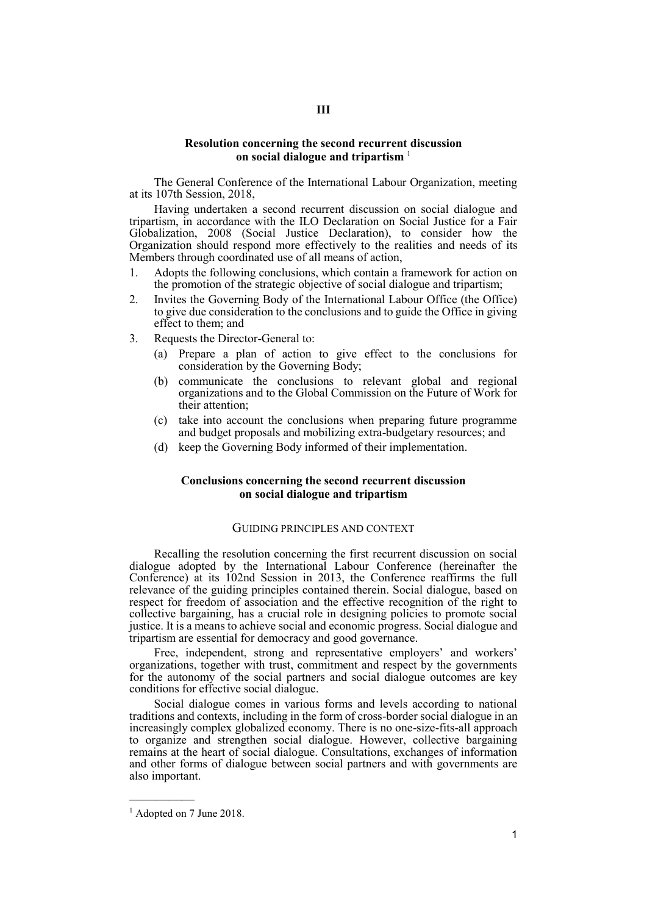# III

## Resolution concerning the second recurrent discussion on social dialogue and tripartism [1]

The General Conference of the International Labour Organization, meeting at its 107th Session, 2018,

Having undertaken a second recurrent discussion on social dialogue and tripartism, in accordance with the ILO Declaration on Social Justice for a Fair Globalization, 2008 (Social Justice Declaration), to consider how the Organization should respond more effectively to the realities and needs of its Members through coordinated use of all means of action,

1. Adopts the following conclusions, which contain a framework for action on the promotion of the strategic objective of social dialogue and tripartism;
2. Invites the Governing Body of the International Labour Office (the Office) to give due consideration to the conclusions and to guide the Office in giving effect to them; and
3. Requests the Director-General to:
   - (a) Prepare a plan of action to give effect to the conclusions for consideration by the Governing Body;
   - (b) communicate the conclusions to relevant global and regional organizations and to the Global Commission on the Future of Work for their attention;
   - (c) take into account the conclusions when preparing future programme and budget proposals and mobilizing extra-budgetary resources; and
   - (d) keep the Governing Body informed of their implementation.

## Conclusions concerning the second recurrent discussion on social dialogue and tripartism

### GUIDING PRINCIPLES AND CONTEXT

Recalling the resolution concerning the first recurrent discussion on social dialogue adopted by the International Labour Conference (hereinafter the Conference) at its 102nd Session in 2013, the Conference reaffirms the full relevance of the guiding principles contained therein. Social dialogue, based on respect for freedom of association and the effective recognition of the right to collective bargaining, has a crucial role in designing policies to promote social justice. It is a means to achieve social and economic progress. Social dialogue and tripartism are essential for democracy and good governance.

Free, independent, strong and representative employers' and workers' organizations, together with trust, commitment and respect by the governments for the autonomy of the social partners and social dialogue outcomes are key conditions for effective social dialogue.

Social dialogue comes in various forms and levels according to national traditions and contexts, including in the form of cross-border social dialogue in an increasingly complex globalized economy. There is no one-size-fits-all approach to organize and strengthen social dialogue. However, collective bargaining remains at the heart of social dialogue. Consultations, exchanges of information and other forms of dialogue between social partners and with governments are also important.

---

[1] Adopted on 7 June 2018.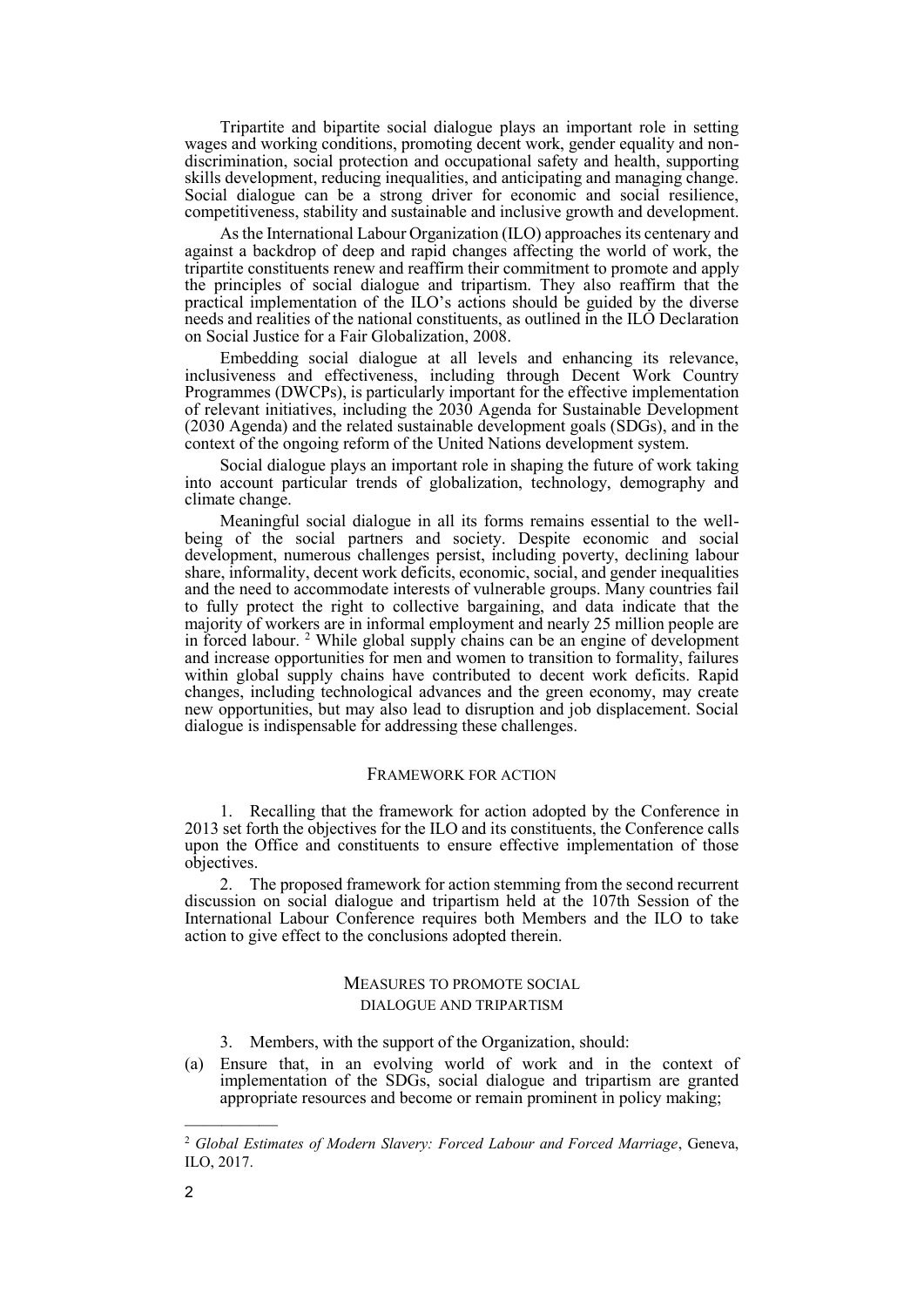Tripartite and bipartite social dialogue plays an important role in setting wages and working conditions, promoting decent work, gender equality and non-discrimination, social protection and occupational safety and health, supporting skills development, reducing inequalities, and anticipating and managing change. Social dialogue can be a strong driver for economic and social resilience, competitiveness, stability and sustainable and inclusive growth and development.

As the International Labour Organization (ILO) approaches its centenary and against a backdrop of deep and rapid changes affecting the world of work, the tripartite constituents renew and reaffirm their commitment to promote and apply the principles of social dialogue and tripartism. They also reaffirm that the practical implementation of the ILO's actions should be guided by the diverse needs and realities of the national constituents, as outlined in the ILO Declaration on Social Justice for a Fair Globalization, 2008.

Embedding social dialogue at all levels and enhancing its relevance, inclusiveness and effectiveness, including through Decent Work Country Programmes (DWCPs), is particularly important for the effective implementation of relevant initiatives, including the 2030 Agenda for Sustainable Development (2030 Agenda) and the related sustainable development goals (SDGs), and in the context of the ongoing reform of the United Nations development system.

Social dialogue plays an important role in shaping the future of work taking into account particular trends of globalization, technology, demography and climate change.

Meaningful social dialogue in all its forms remains essential to the well-being of the social partners and society. Despite economic and social development, numerous challenges persist, including poverty, declining labour share, informality, decent work deficits, economic, social, and gender inequalities and the need to accommodate interests of vulnerable groups. Many countries fail to fully protect the right to collective bargaining, and data indicate that the majority of workers are in informal employment and nearly 25 million people are in forced labour. [2] While global supply chains can be an engine of development and increase opportunities for men and women to transition to formality, failures within global supply chains have contributed to decent work deficits. Rapid changes, including technological advances and the green economy, may create new opportunities, but may also lead to disruption and job displacement. Social dialogue is indispensable for addressing these challenges.

## FRAMEWORK FOR ACTION

1. Recalling that the framework for action adopted by the Conference in 2013 set forth the objectives for the ILO and its constituents, the Conference calls upon the Office and constituents to ensure effective implementation of those objectives.

2. The proposed framework for action stemming from the second recurrent discussion on social dialogue and tripartism held at the 107th Session of the International Labour Conference requires both Members and the ILO to take action to give effect to the conclusions adopted therein.

## MEASURES TO PROMOTE SOCIAL DIALOGUE AND TRIPARTISM

3. Members, with the support of the Organization, should:

(a) Ensure that, in an evolving world of work and in the context of implementation of the SDGs, social dialogue and tripartism are granted appropriate resources and become or remain prominent in policy making;

---

[2] *Global Estimates of Modern Slavery: Forced Labour and Forced Marriage*, Geneva, ILO, 2017.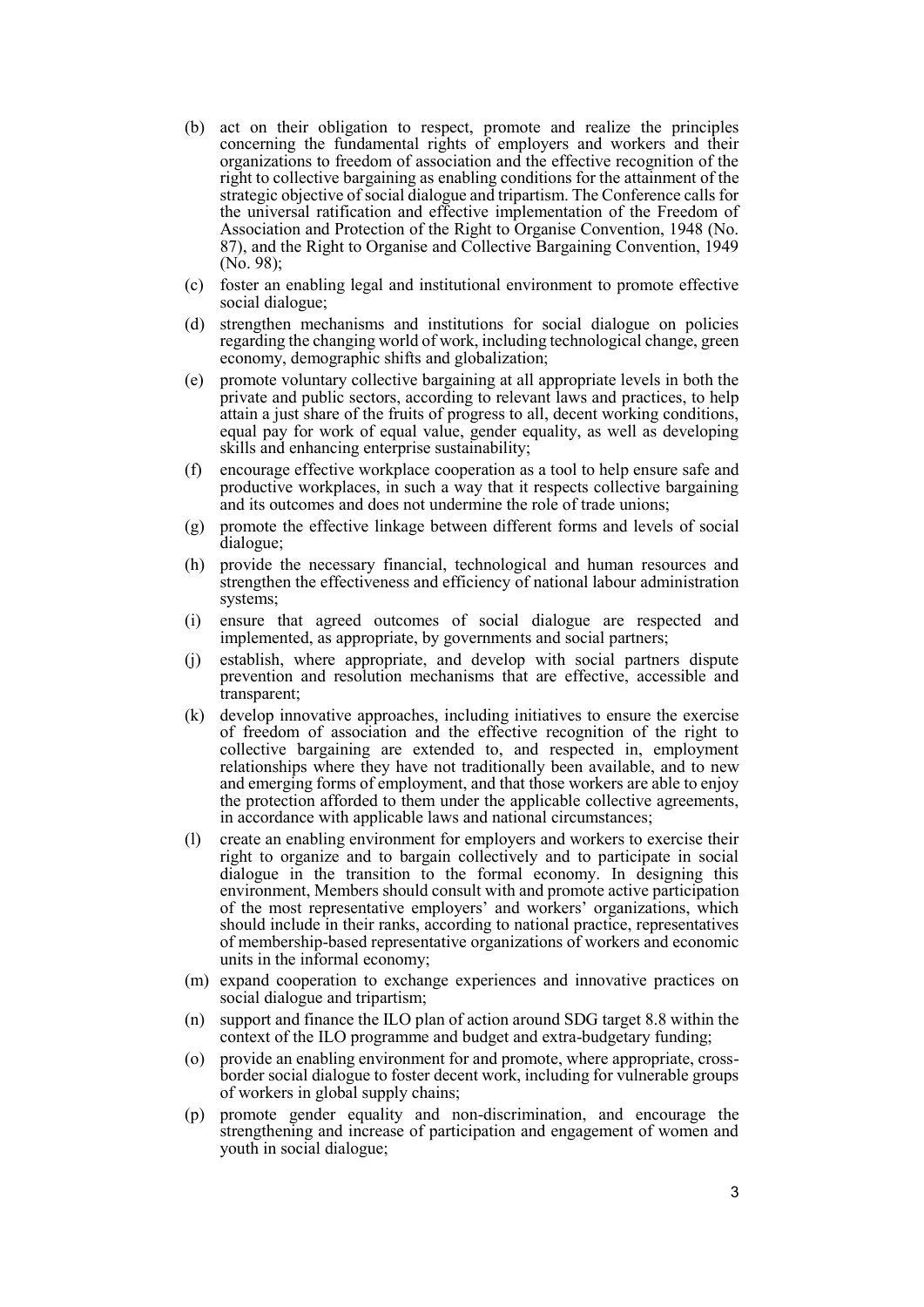(b) act on their obligation to respect, promote and realize the principles concerning the fundamental rights of employers and workers and their organizations to freedom of association and the effective recognition of the right to collective bargaining as enabling conditions for the attainment of the strategic objective of social dialogue and tripartism. The Conference calls for the universal ratification and effective implementation of the Freedom of Association and Protection of the Right to Organise Convention, 1948 (No. 87), and the Right to Organise and Collective Bargaining Convention, 1949 (No. 98);

(c) foster an enabling legal and institutional environment to promote effective social dialogue;

(d) strengthen mechanisms and institutions for social dialogue on policies regarding the changing world of work, including technological change, green economy, demographic shifts and globalization;

(e) promote voluntary collective bargaining at all appropriate levels in both the private and public sectors, according to relevant laws and practices, to help attain a just share of the fruits of progress to all, decent working conditions, equal pay for work of equal value, gender equality, as well as developing skills and enhancing enterprise sustainability;

(f) encourage effective workplace cooperation as a tool to help ensure safe and productive workplaces, in such a way that it respects collective bargaining and its outcomes and does not undermine the role of trade unions;

(g) promote the effective linkage between different forms and levels of social dialogue;

(h) provide the necessary financial, technological and human resources and strengthen the effectiveness and efficiency of national labour administration systems;

(i) ensure that agreed outcomes of social dialogue are respected and implemented, as appropriate, by governments and social partners;

(j) establish, where appropriate, and develop with social partners dispute prevention and resolution mechanisms that are effective, accessible and transparent;

(k) develop innovative approaches, including initiatives to ensure the exercise of freedom of association and the effective recognition of the right to collective bargaining are extended to, and respected in, employment relationships where they have not traditionally been available, and to new and emerging forms of employment, and that those workers are able to enjoy the protection afforded to them under the applicable collective agreements, in accordance with applicable laws and national circumstances;

(l) create an enabling environment for employers and workers to exercise their right to organize and to bargain collectively and to participate in social dialogue in the transition to the formal economy. In designing this environment, Members should consult with and promote active participation of the most representative employers' and workers' organizations, which should include in their ranks, according to national practice, representatives of membership-based representative organizations of workers and economic units in the informal economy;

(m) expand cooperation to exchange experiences and innovative practices on social dialogue and tripartism;

(n) support and finance the ILO plan of action around SDG target 8.8 within the context of the ILO programme and budget and extra-budgetary funding;

(o) provide an enabling environment for and promote, where appropriate, cross-border social dialogue to foster decent work, including for vulnerable groups of workers in global supply chains;

(p) promote gender equality and non-discrimination, and encourage the strengthening and increase of participation and engagement of women and youth in social dialogue;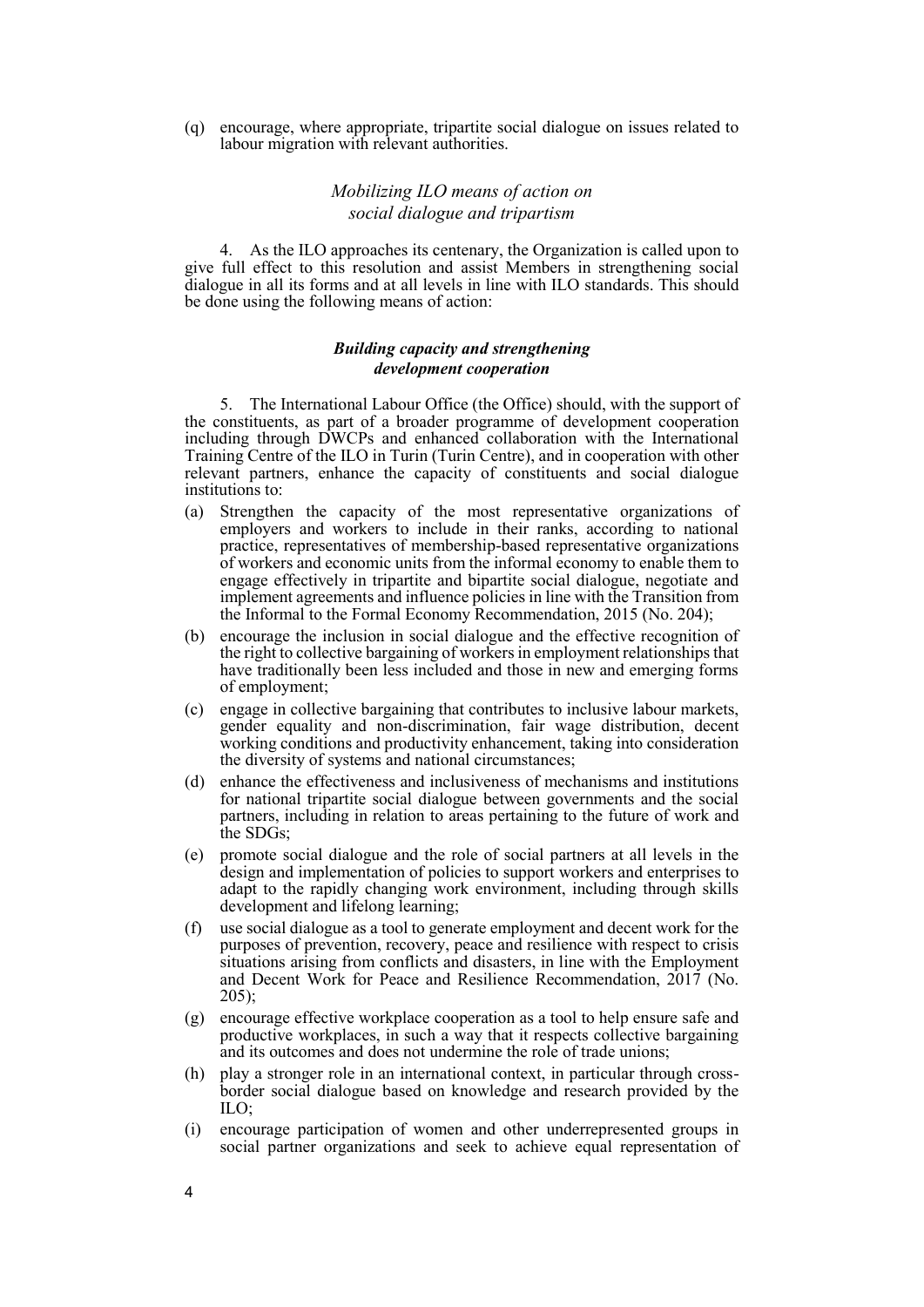(q) encourage, where appropriate, tripartite social dialogue on issues related to labour migration with relevant authorities.

### *Mobilizing ILO means of action on social dialogue and tripartism*

4. As the ILO approaches its centenary, the Organization is called upon to give full effect to this resolution and assist Members in strengthening social dialogue in all its forms and at all levels in line with ILO standards. This should be done using the following means of action:

#### ***Building capacity and strengthening development cooperation***

5. The International Labour Office (the Office) should, with the support of the constituents, as part of a broader programme of development cooperation including through DWCPs and enhanced collaboration with the International Training Centre of the ILO in Turin (Turin Centre), and in cooperation with other relevant partners, enhance the capacity of constituents and social dialogue institutions to:

(a) Strengthen the capacity of the most representative organizations of employers and workers to include in their ranks, according to national practice, representatives of membership-based representative organizations of workers and economic units from the informal economy to enable them to engage effectively in tripartite and bipartite social dialogue, negotiate and implement agreements and influence policies in line with the Transition from the Informal to the Formal Economy Recommendation, 2015 (No. 204);

(b) encourage the inclusion in social dialogue and the effective recognition of the right to collective bargaining of workers in employment relationships that have traditionally been less included and those in new and emerging forms of employment;

(c) engage in collective bargaining that contributes to inclusive labour markets, gender equality and non-discrimination, fair wage distribution, decent working conditions and productivity enhancement, taking into consideration the diversity of systems and national circumstances;

(d) enhance the effectiveness and inclusiveness of mechanisms and institutions for national tripartite social dialogue between governments and the social partners, including in relation to areas pertaining to the future of work and the SDGs;

(e) promote social dialogue and the role of social partners at all levels in the design and implementation of policies to support workers and enterprises to adapt to the rapidly changing work environment, including through skills development and lifelong learning;

(f) use social dialogue as a tool to generate employment and decent work for the purposes of prevention, recovery, peace and resilience with respect to crisis situations arising from conflicts and disasters, in line with the Employment and Decent Work for Peace and Resilience Recommendation, 2017 (No. 205);

(g) encourage effective workplace cooperation as a tool to help ensure safe and productive workplaces, in such a way that it respects collective bargaining and its outcomes and does not undermine the role of trade unions;

(h) play a stronger role in an international context, in particular through cross-border social dialogue based on knowledge and research provided by the ILO;

(i) encourage participation of women and other underrepresented groups in social partner organizations and seek to achieve equal representation of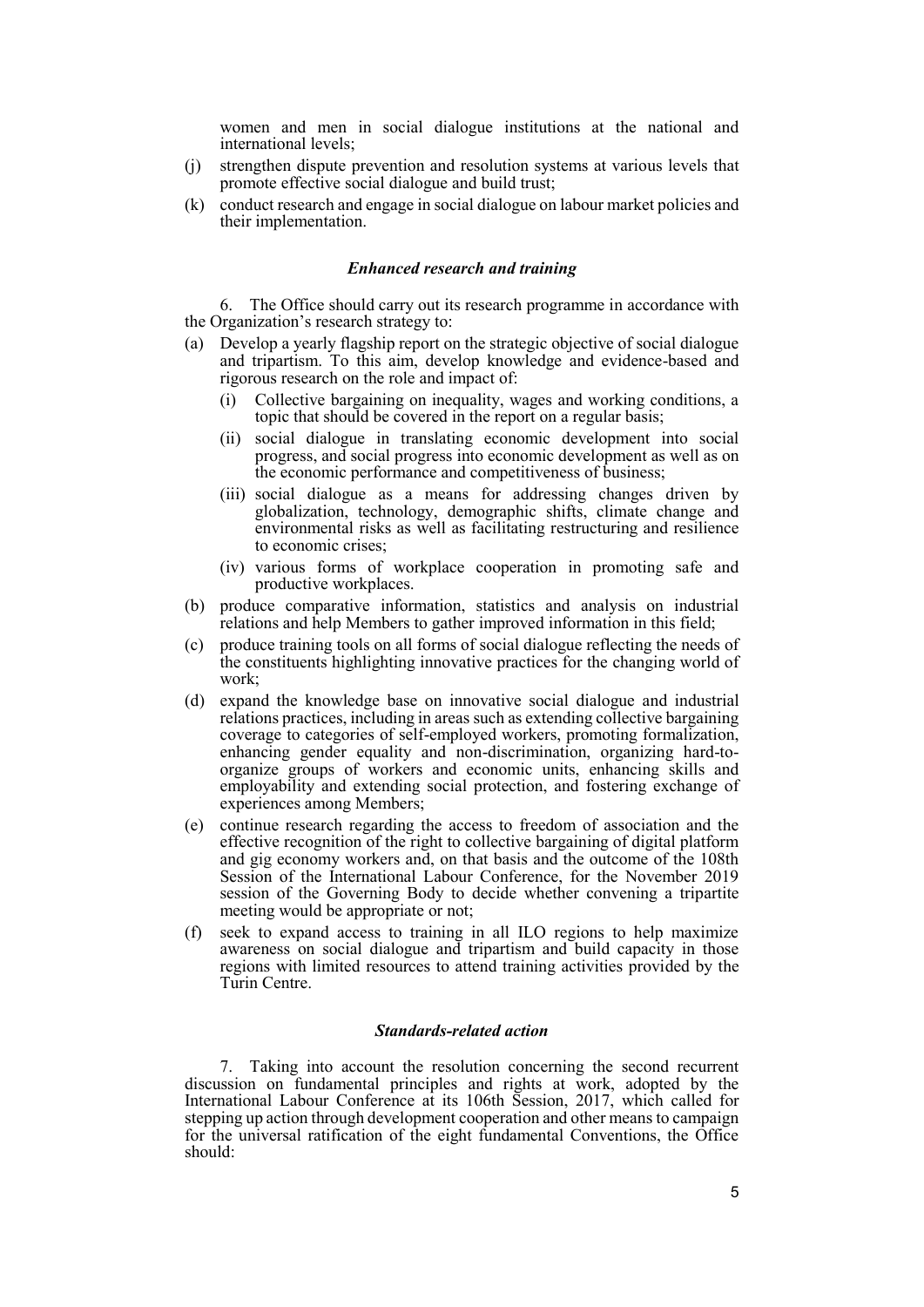women and men in social dialogue institutions at the national and international levels;

(j) strengthen dispute prevention and resolution systems at various levels that promote effective social dialogue and build trust;

(k) conduct research and engage in social dialogue on labour market policies and their implementation.

### *Enhanced research and training*

6. The Office should carry out its research programme in accordance with the Organization's research strategy to:

(a) Develop a yearly flagship report on the strategic objective of social dialogue and tripartism. To this aim, develop knowledge and evidence-based and rigorous research on the role and impact of:

   (i) Collective bargaining on inequality, wages and working conditions, a topic that should be covered in the report on a regular basis;

   (ii) social dialogue in translating economic development into social progress, and social progress into economic development as well as on the economic performance and competitiveness of business;

   (iii) social dialogue as a means for addressing changes driven by globalization, technology, demographic shifts, climate change and environmental risks as well as facilitating restructuring and resilience to economic crises;

   (iv) various forms of workplace cooperation in promoting safe and productive workplaces.

(b) produce comparative information, statistics and analysis on industrial relations and help Members to gather improved information in this field;

(c) produce training tools on all forms of social dialogue reflecting the needs of the constituents highlighting innovative practices for the changing world of work;

(d) expand the knowledge base on innovative social dialogue and industrial relations practices, including in areas such as extending collective bargaining coverage to categories of self-employed workers, promoting formalization, enhancing gender equality and non-discrimination, organizing hard-to-organize groups of workers and economic units, enhancing skills and employability and extending social protection, and fostering exchange of experiences among Members;

(e) continue research regarding the access to freedom of association and the effective recognition of the right to collective bargaining of digital platform and gig economy workers and, on that basis and the outcome of the 108th Session of the International Labour Conference, for the November 2019 session of the Governing Body to decide whether convening a tripartite meeting would be appropriate or not;

(f) seek to expand access to training in all ILO regions to help maximize awareness on social dialogue and tripartism and build capacity in those regions with limited resources to attend training activities provided by the Turin Centre.

### *Standards-related action*

7. Taking into account the resolution concerning the second recurrent discussion on fundamental principles and rights at work, adopted by the International Labour Conference at its 106th Session, 2017, which called for stepping up action through development cooperation and other means to campaign for the universal ratification of the eight fundamental Conventions, the Office should: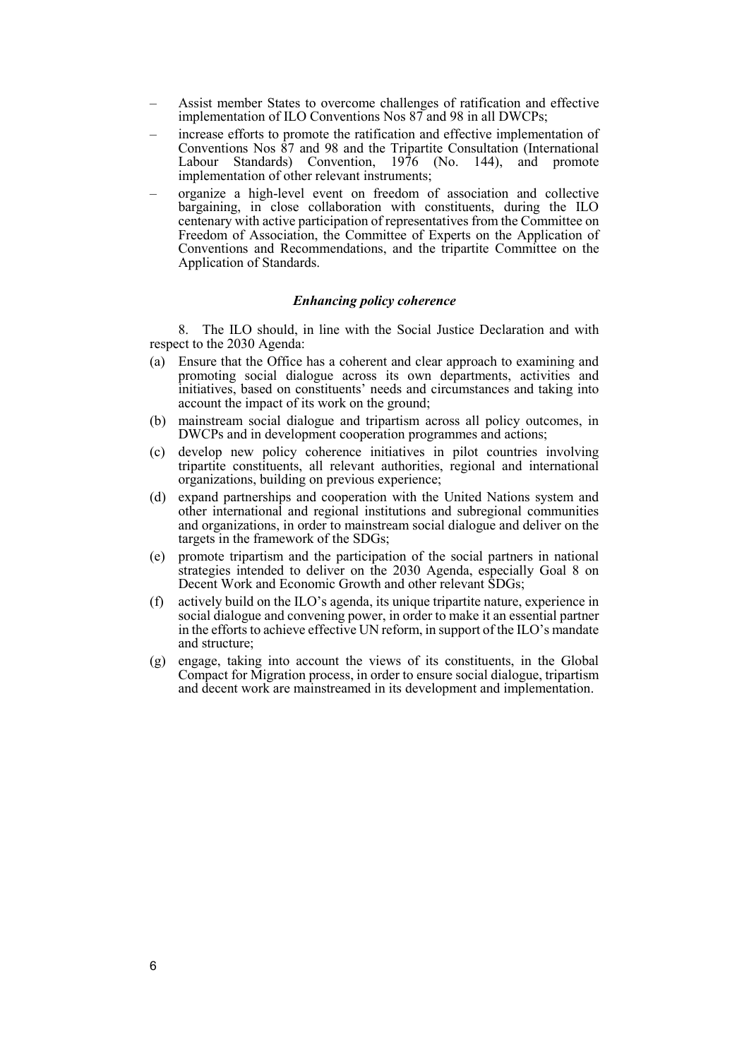- Assist member States to overcome challenges of ratification and effective implementation of ILO Conventions Nos 87 and 98 in all DWCPs;
- increase efforts to promote the ratification and effective implementation of Conventions Nos 87 and 98 and the Tripartite Consultation (International Labour Standards) Convention, 1976 (No. 144), and promote implementation of other relevant instruments;
- organize a high-level event on freedom of association and collective bargaining, in close collaboration with constituents, during the ILO centenary with active participation of representatives from the Committee on Freedom of Association, the Committee of Experts on the Application of Conventions and Recommendations, and the tripartite Committee on the Application of Standards.

### *Enhancing policy coherence*

8. The ILO should, in line with the Social Justice Declaration and with respect to the 2030 Agenda:

(a) Ensure that the Office has a coherent and clear approach to examining and promoting social dialogue across its own departments, activities and initiatives, based on constituents' needs and circumstances and taking into account the impact of its work on the ground;

(b) mainstream social dialogue and tripartism across all policy outcomes, in DWCPs and in development cooperation programmes and actions;

(c) develop new policy coherence initiatives in pilot countries involving tripartite constituents, all relevant authorities, regional and international organizations, building on previous experience;

(d) expand partnerships and cooperation with the United Nations system and other international and regional institutions and subregional communities and organizations, in order to mainstream social dialogue and deliver on the targets in the framework of the SDGs;

(e) promote tripartism and the participation of the social partners in national strategies intended to deliver on the 2030 Agenda, especially Goal 8 on Decent Work and Economic Growth and other relevant SDGs;

(f) actively build on the ILO's agenda, its unique tripartite nature, experience in social dialogue and convening power, in order to make it an essential partner in the efforts to achieve effective UN reform, in support of the ILO's mandate and structure;

(g) engage, taking into account the views of its constituents, in the Global Compact for Migration process, in order to ensure social dialogue, tripartism and decent work are mainstreamed in its development and implementation.